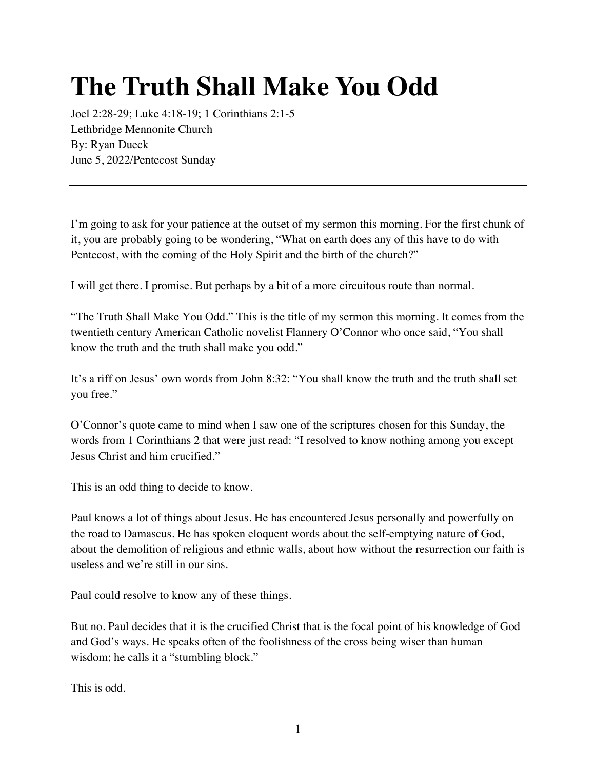# The Truth Shall Make You Odd

Joel 2:28-29; Luke 4:18-19; 1 Corinthians 2:1-5
Lethbridge Mennonite Church
By: Ryan Dueck
June 5, 2022/Pentecost Sunday

---

I'm going to ask for your patience at the outset of my sermon this morning. For the first chunk of it, you are probably going to be wondering, "What on earth does any of this have to do with Pentecost, with the coming of the Holy Spirit and the birth of the church?"

I will get there. I promise. But perhaps by a bit of a more circuitous route than normal.

"The Truth Shall Make You Odd." This is the title of my sermon this morning. It comes from the twentieth century American Catholic novelist Flannery O'Connor who once said, "You shall know the truth and the truth shall make you odd."

It's a riff on Jesus' own words from John 8:32: "You shall know the truth and the truth shall set you free."

O'Connor's quote came to mind when I saw one of the scriptures chosen for this Sunday, the words from 1 Corinthians 2 that were just read: "I resolved to know nothing among you except Jesus Christ and him crucified."

This is an odd thing to decide to know.

Paul knows a lot of things about Jesus. He has encountered Jesus personally and powerfully on the road to Damascus. He has spoken eloquent words about the self-emptying nature of God, about the demolition of religious and ethnic walls, about how without the resurrection our faith is useless and we're still in our sins.

Paul could resolve to know any of these things.

But no. Paul decides that it is the crucified Christ that is the focal point of his knowledge of God and God's ways. He speaks often of the foolishness of the cross being wiser than human wisdom; he calls it a "stumbling block."

This is odd.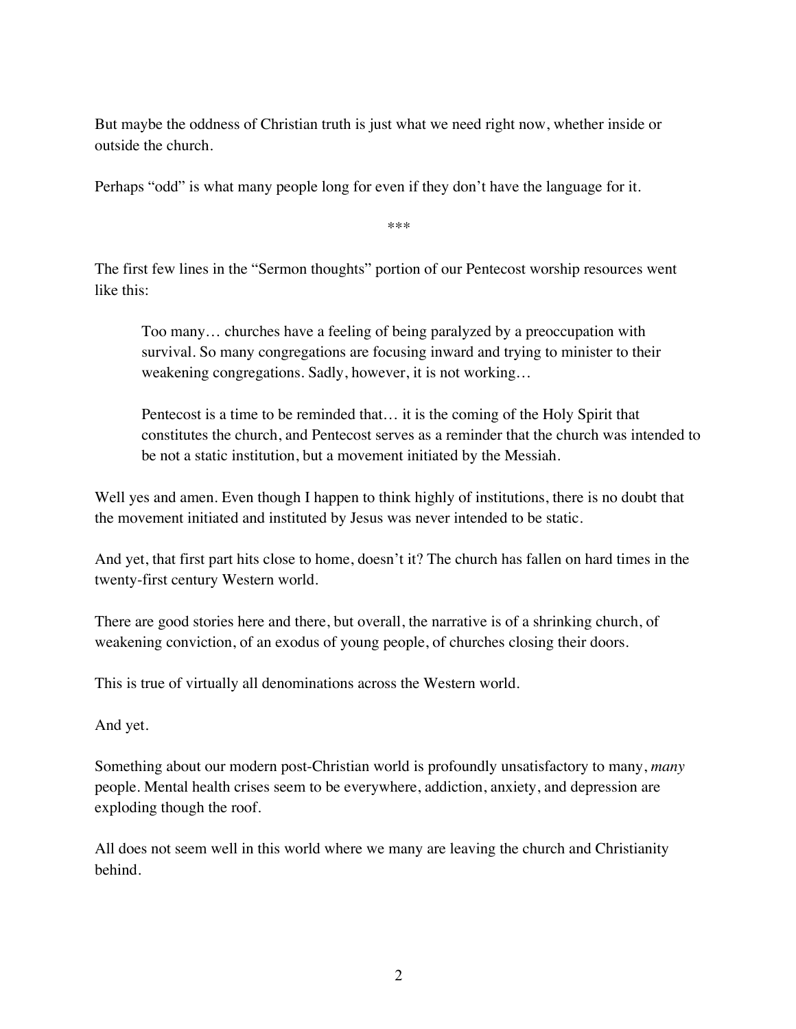But maybe the oddness of Christian truth is just what we need right now, whether inside or outside the church.

Perhaps "odd" is what many people long for even if they don't have the language for it.

***

The first few lines in the "Sermon thoughts" portion of our Pentecost worship resources went like this:

> Too many… churches have a feeling of being paralyzed by a preoccupation with survival. So many congregations are focusing inward and trying to minister to their weakening congregations. Sadly, however, it is not working…
>
> Pentecost is a time to be reminded that… it is the coming of the Holy Spirit that constitutes the church, and Pentecost serves as a reminder that the church was intended to be not a static institution, but a movement initiated by the Messiah.

Well yes and amen. Even though I happen to think highly of institutions, there is no doubt that the movement initiated and instituted by Jesus was never intended to be static.

And yet, that first part hits close to home, doesn't it? The church has fallen on hard times in the twenty-first century Western world.

There are good stories here and there, but overall, the narrative is of a shrinking church, of weakening conviction, of an exodus of young people, of churches closing their doors.

This is true of virtually all denominations across the Western world.

And yet.

Something about our modern post-Christian world is profoundly unsatisfactory to many, *many* people. Mental health crises seem to be everywhere, addiction, anxiety, and depression are exploding though the roof.

All does not seem well in this world where we many are leaving the church and Christianity behind.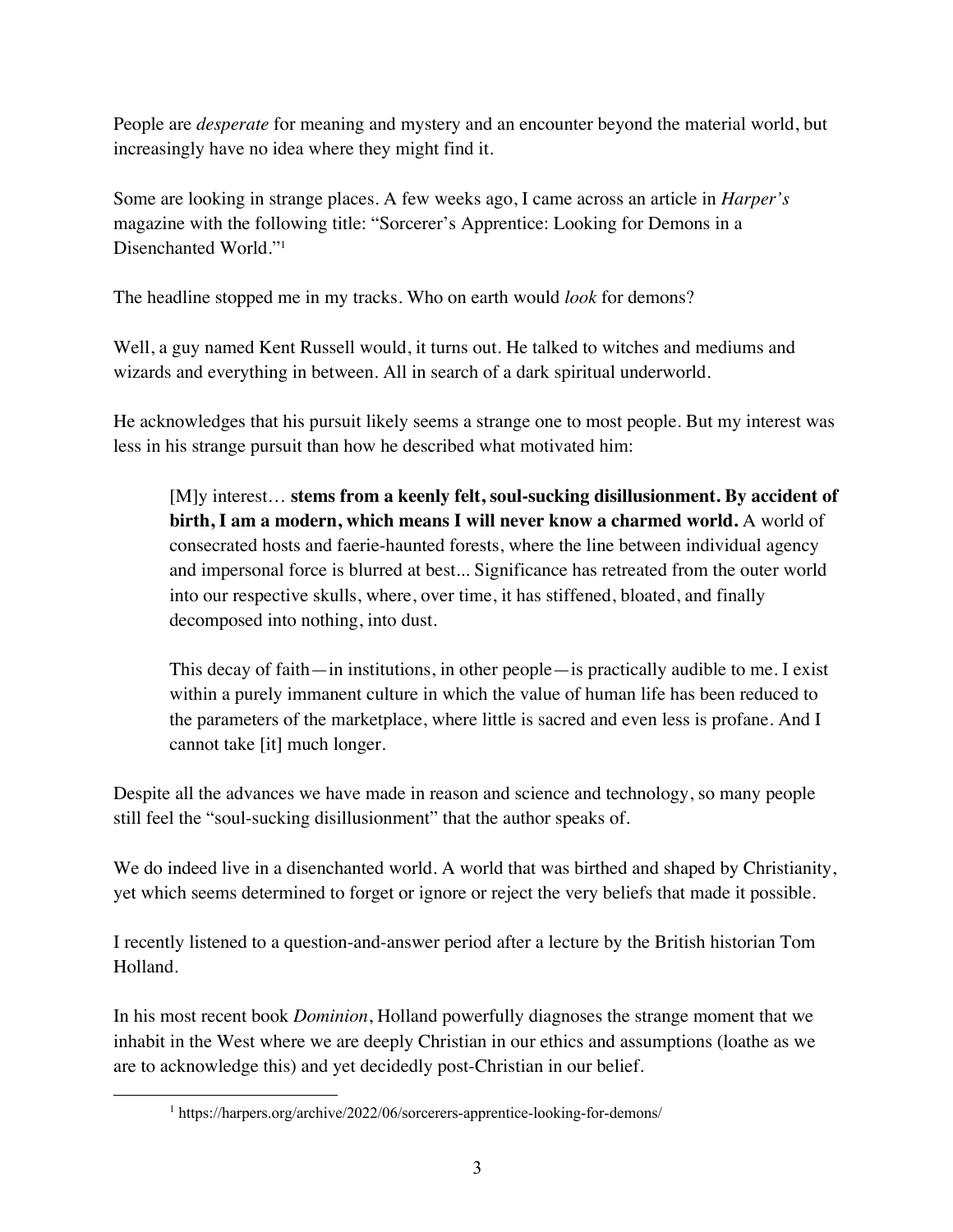People are *desperate* for meaning and mystery and an encounter beyond the material world, but increasingly have no idea where they might find it.

Some are looking in strange places. A few weeks ago, I came across an article in *Harper's* magazine with the following title: "Sorcerer's Apprentice: Looking for Demons in a Disenchanted World."[1]

The headline stopped me in my tracks. Who on earth would *look* for demons?

Well, a guy named Kent Russell would, it turns out. He talked to witches and mediums and wizards and everything in between. All in search of a dark spiritual underworld.

He acknowledges that his pursuit likely seems a strange one to most people. But my interest was less in his strange pursuit than how he described what motivated him:

> [M]y interest… **stems from a keenly felt, soul-sucking disillusionment. By accident of birth, I am a modern, which means I will never know a charmed world.** A world of consecrated hosts and faerie-haunted forests, where the line between individual agency and impersonal force is blurred at best... Significance has retreated from the outer world into our respective skulls, where, over time, it has stiffened, bloated, and finally decomposed into nothing, into dust.
>
> This decay of faith—in institutions, in other people—is practically audible to me. I exist within a purely immanent culture in which the value of human life has been reduced to the parameters of the marketplace, where little is sacred and even less is profane. And I cannot take [it] much longer.

Despite all the advances we have made in reason and science and technology, so many people still feel the "soul-sucking disillusionment" that the author speaks of.

We do indeed live in a disenchanted world. A world that was birthed and shaped by Christianity, yet which seems determined to forget or ignore or reject the very beliefs that made it possible.

I recently listened to a question-and-answer period after a lecture by the British historian Tom Holland.

In his most recent book *Dominion*, Holland powerfully diagnoses the strange moment that we inhabit in the West where we are deeply Christian in our ethics and assumptions (loathe as we are to acknowledge this) and yet decidedly post-Christian in our belief.

---

[1] https://harpers.org/archive/2022/06/sorcerers-apprentice-looking-for-demons/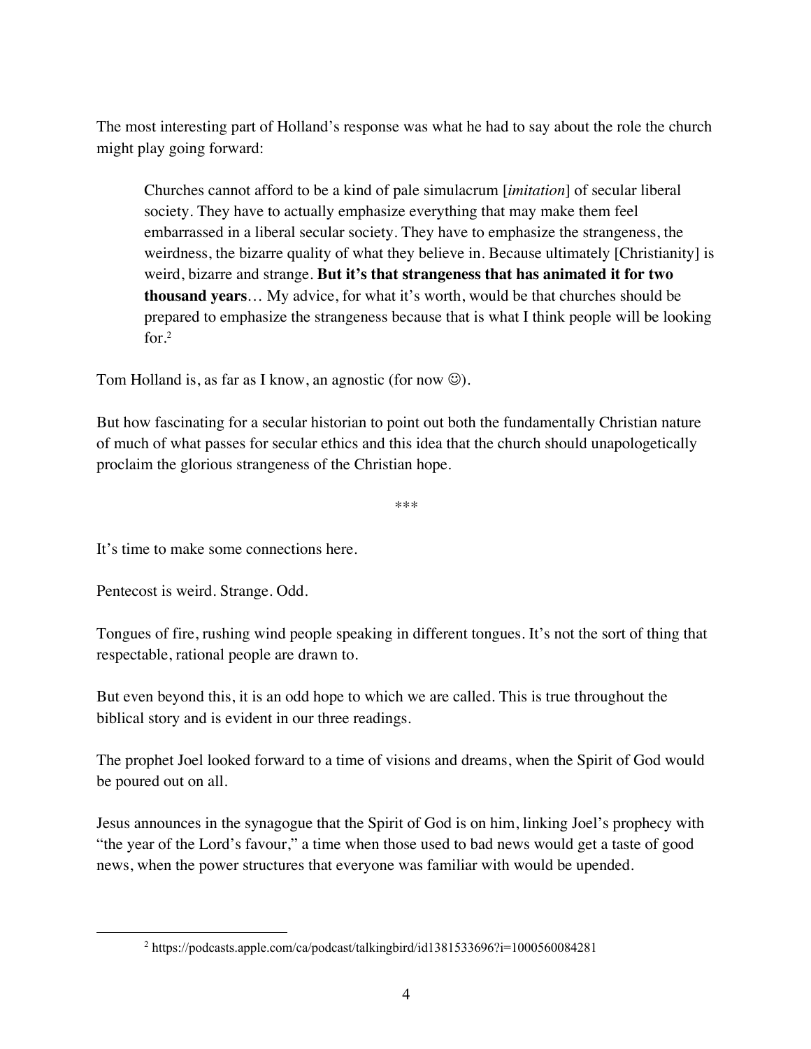The most interesting part of Holland's response was what he had to say about the role the church might play going forward:

> Churches cannot afford to be a kind of pale simulacrum [*imitation*] of secular liberal society. They have to actually emphasize everything that may make them feel embarrassed in a liberal secular society. They have to emphasize the strangeness, the weirdness, the bizarre quality of what they believe in. Because ultimately [Christianity] is weird, bizarre and strange. **But it's that strangeness that has animated it for two thousand years**… My advice, for what it's worth, would be that churches should be prepared to emphasize the strangeness because that is what I think people will be looking for.[2]

Tom Holland is, as far as I know, an agnostic (for now ☺).

But how fascinating for a secular historian to point out both the fundamentally Christian nature of much of what passes for secular ethics and this idea that the church should unapologetically proclaim the glorious strangeness of the Christian hope.

***

It's time to make some connections here.

Pentecost is weird. Strange. Odd.

Tongues of fire, rushing wind people speaking in different tongues. It's not the sort of thing that respectable, rational people are drawn to.

But even beyond this, it is an odd hope to which we are called. This is true throughout the biblical story and is evident in our three readings.

The prophet Joel looked forward to a time of visions and dreams, when the Spirit of God would be poured out on all.

Jesus announces in the synagogue that the Spirit of God is on him, linking Joel's prophecy with "the year of the Lord's favour," a time when those used to bad news would get a taste of good news, when the power structures that everyone was familiar with would be upended.

---

[2] https://podcasts.apple.com/ca/podcast/talkingbird/id1381533696?i=1000560084281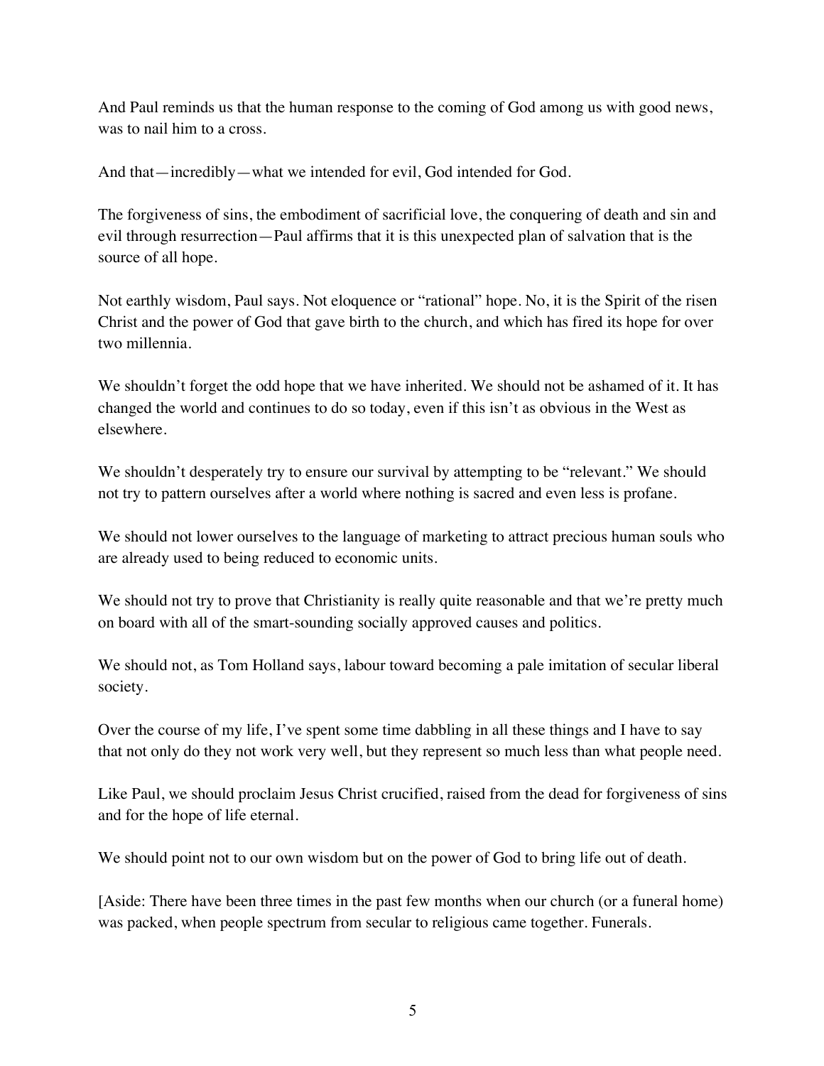And Paul reminds us that the human response to the coming of God among us with good news, was to nail him to a cross.

And that—incredibly—what we intended for evil, God intended for God.

The forgiveness of sins, the embodiment of sacrificial love, the conquering of death and sin and evil through resurrection—Paul affirms that it is this unexpected plan of salvation that is the source of all hope.

Not earthly wisdom, Paul says. Not eloquence or "rational" hope. No, it is the Spirit of the risen Christ and the power of God that gave birth to the church, and which has fired its hope for over two millennia.

We shouldn't forget the odd hope that we have inherited. We should not be ashamed of it. It has changed the world and continues to do so today, even if this isn't as obvious in the West as elsewhere.

We shouldn't desperately try to ensure our survival by attempting to be "relevant." We should not try to pattern ourselves after a world where nothing is sacred and even less is profane.

We should not lower ourselves to the language of marketing to attract precious human souls who are already used to being reduced to economic units.

We should not try to prove that Christianity is really quite reasonable and that we're pretty much on board with all of the smart-sounding socially approved causes and politics.

We should not, as Tom Holland says, labour toward becoming a pale imitation of secular liberal society.

Over the course of my life, I've spent some time dabbling in all these things and I have to say that not only do they not work very well, but they represent so much less than what people need.

Like Paul, we should proclaim Jesus Christ crucified, raised from the dead for forgiveness of sins and for the hope of life eternal.

We should point not to our own wisdom but on the power of God to bring life out of death.

[Aside: There have been three times in the past few months when our church (or a funeral home) was packed, when people spectrum from secular to religious came together. Funerals.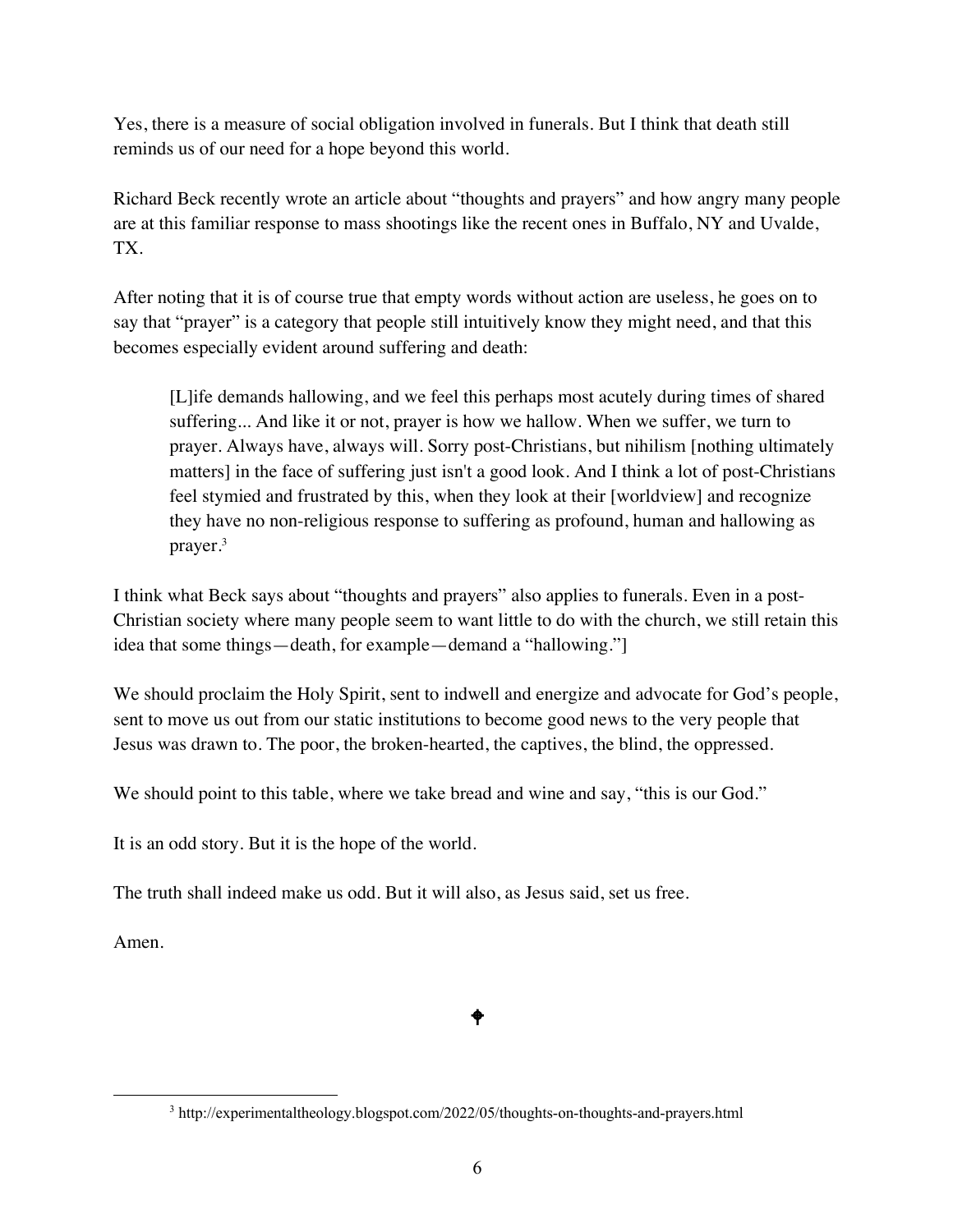Yes, there is a measure of social obligation involved in funerals. But I think that death still reminds us of our need for a hope beyond this world.

Richard Beck recently wrote an article about "thoughts and prayers" and how angry many people are at this familiar response to mass shootings like the recent ones in Buffalo, NY and Uvalde, TX.

After noting that it is of course true that empty words without action are useless, he goes on to say that "prayer" is a category that people still intuitively know they might need, and that this becomes especially evident around suffering and death:

> [L]ife demands hallowing, and we feel this perhaps most acutely during times of shared suffering... And like it or not, prayer is how we hallow. When we suffer, we turn to prayer. Always have, always will. Sorry post-Christians, but nihilism [nothing ultimately matters] in the face of suffering just isn't a good look. And I think a lot of post-Christians feel stymied and frustrated by this, when they look at their [worldview] and recognize they have no non-religious response to suffering as profound, human and hallowing as prayer.[3]

I think what Beck says about "thoughts and prayers" also applies to funerals. Even in a post-Christian society where many people seem to want little to do with the church, we still retain this idea that some things—death, for example—demand a "hallowing."]

We should proclaim the Holy Spirit, sent to indwell and energize and advocate for God's people, sent to move us out from our static institutions to become good news to the very people that Jesus was drawn to. The poor, the broken-hearted, the captives, the blind, the oppressed.

We should point to this table, where we take bread and wine and say, "this is our God."

It is an odd story. But it is the hope of the world.

The truth shall indeed make us odd. But it will also, as Jesus said, set us free.

Amen.

⌖

[3] http://experimentaltheology.blogspot.com/2022/05/thoughts-on-thoughts-and-prayers.html